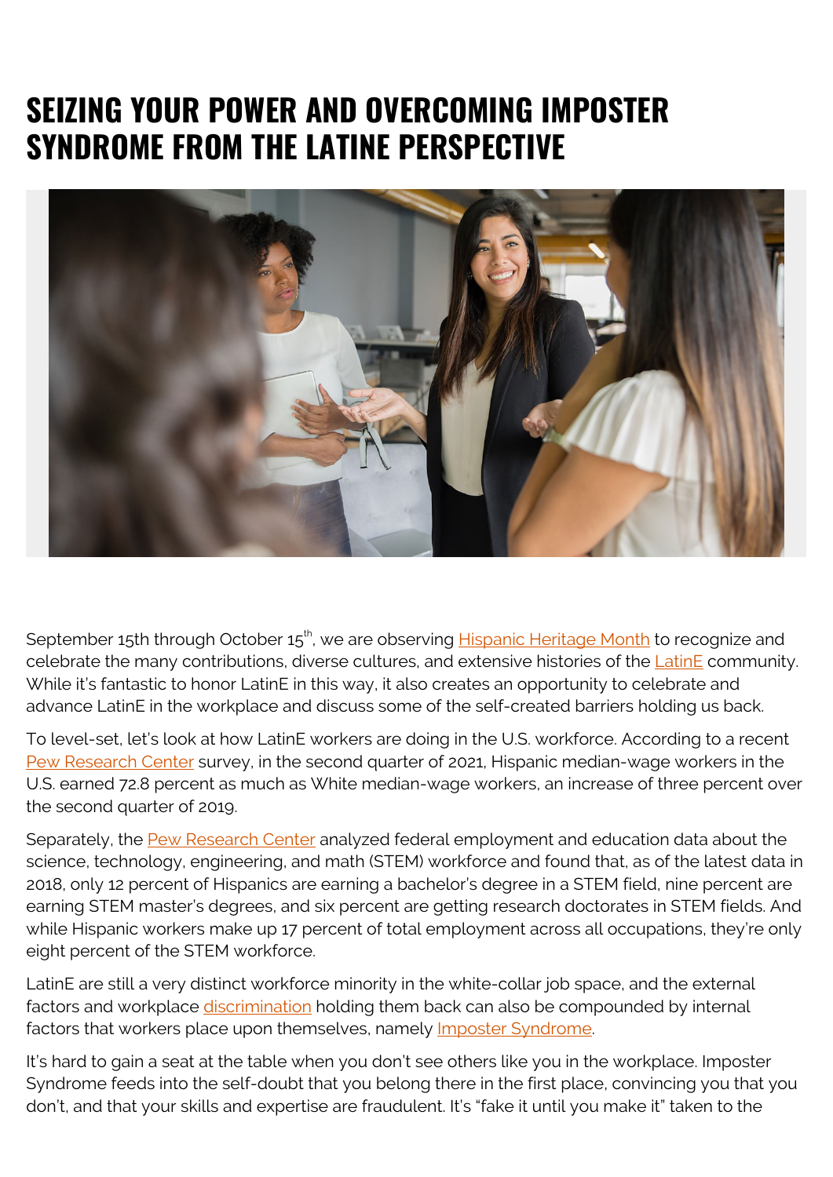# SEIZING YOUR POWER AND OVERCOMING IMPOSTER SYNDROME FROM THE LATINE PERSPECTIVE

September 15th through October 15th, we are observing Hispanic Heritage Month to recognize and celebrate the many contributions, diverse cultures, and extensive histories of the LatinE community. While it's fantastic to honor LatinE in this way, it also creates an opportunity to celebrate and advance LatinE in the workplace and discuss some of the self-created barriers holding us back.

To level-set, let's look at how LatinE workers are doing in the U.S. workforce. According to a recent Pew Research Center survey, in the second quarter of 2021, Hispanic median-wage workers in the U.S. earned 72.8 percent as much as White median-wage workers, an increase of three percent over the second quarter of 2019.

Separately, the Pew Research Center analyzed federal employment and education data about the science, technology, engineering, and math (STEM) workforce and found that, as of the latest data in 2018, only 12 percent of Hispanics are earning a bachelor's degree in a STEM field, nine percent are earning STEM master's degrees, and six percent are getting research doctorates in STEM fields. And while Hispanic workers make up 17 percent of total employment across all occupations, they're only eight percent of the STEM workforce.

LatinE are still a very distinct workforce minority in the white-collar job space, and the external factors and workplace discrimination holding them back can also be compounded by internal factors that workers place upon themselves, namely Imposter Syndrome.

It's hard to gain a seat at the table when you don't see others like you in the workplace. Imposter Syndrome feeds into the self-doubt that you belong there in the first place, convincing you that you don't, and that your skills and expertise are fraudulent. It's "fake it until you make it" taken to the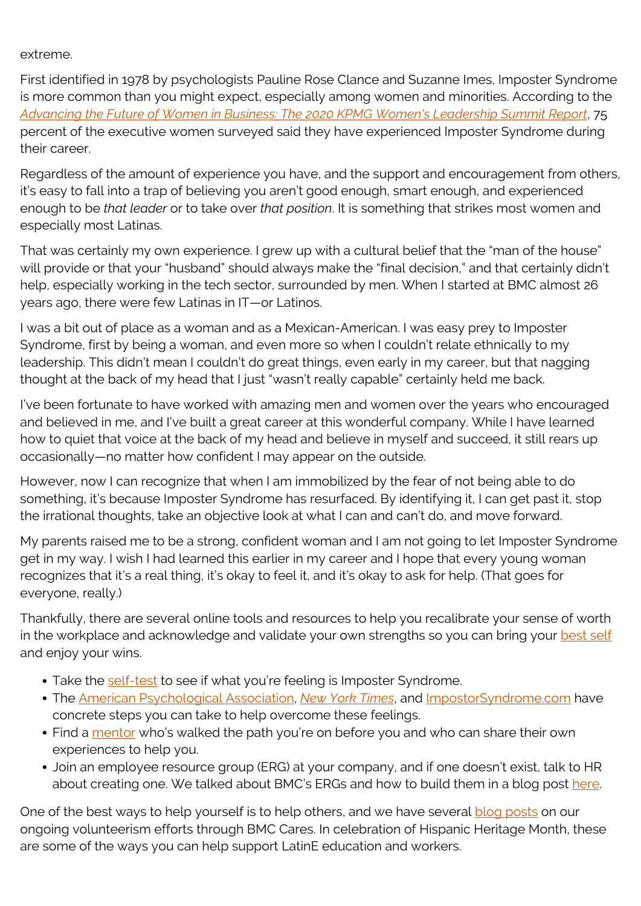extreme.

First identified in 1978 by psychologists Pauline Rose Clance and Suzanne Imes, Imposter Syndrome is more common than you might expect, especially among women and minorities. According to the *Advancing the Future of Women in Business: The 2020 KPMG Women's Leadership Summit Report*, 75 percent of the executive women surveyed said they have experienced Imposter Syndrome during their career.

Regardless of the amount of experience you have, and the support and encouragement from others, it's easy to fall into a trap of believing you aren't good enough, smart enough, and experienced enough to be *that leader* or to take over *that position*. It is something that strikes most women and especially most Latinas.

That was certainly my own experience. I grew up with a cultural belief that the "man of the house" will provide or that your "husband" should always make the "final decision," and that certainly didn't help, especially working in the tech sector, surrounded by men. When I started at BMC almost 26 years ago, there were few Latinas in IT—or Latinos.

I was a bit out of place as a woman and as a Mexican-American. I was easy prey to Imposter Syndrome, first by being a woman, and even more so when I couldn't relate ethnically to my leadership. This didn't mean I couldn't do great things, even early in my career, but that nagging thought at the back of my head that I just "wasn't really capable" certainly held me back.

I've been fortunate to have worked with amazing men and women over the years who encouraged and believed in me, and I've built a great career at this wonderful company. While I have learned how to quiet that voice at the back of my head and believe in myself and succeed, it still rears up occasionally—no matter how confident I may appear on the outside.

However, now I can recognize that when I am immobilized by the fear of not being able to do something, it's because Imposter Syndrome has resurfaced. By identifying it, I can get past it, stop the irrational thoughts, take an objective look at what I can and can't do, and move forward.

My parents raised me to be a strong, confident woman and I am not going to let Imposter Syndrome get in my way. I wish I had learned this earlier in my career and I hope that every young woman recognizes that it's a real thing, it's okay to feel it, and it's okay to ask for help. (That goes for everyone, really.)

Thankfully, there are several online tools and resources to help you recalibrate your sense of worth in the workplace and acknowledge and validate your own strengths so you can bring your best self and enjoy your wins.

- Take the self-test to see if what you're feeling is Imposter Syndrome.
- The American Psychological Association, *New York Times*, and ImpostorSyndrome.com have concrete steps you can take to help overcome these feelings.
- Find a mentor who's walked the path you're on before you and who can share their own experiences to help you.
- Join an employee resource group (ERG) at your company, and if one doesn't exist, talk to HR about creating one. We talked about BMC's ERGs and how to build them in a blog post here.

One of the best ways to help yourself is to help others, and we have several blog posts on our ongoing volunteerism efforts through BMC Cares. In celebration of Hispanic Heritage Month, these are some of the ways you can help support LatinE education and workers.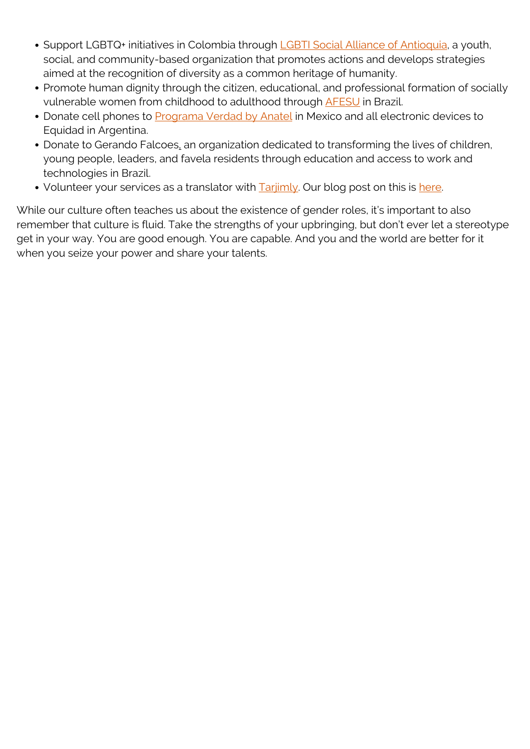- Support LGBTQ+ initiatives in Colombia through LGBTI Social Alliance of Antioquia, a youth, social, and community-based organization that promotes actions and develops strategies aimed at the recognition of diversity as a common heritage of humanity.
- Promote human dignity through the citizen, educational, and professional formation of socially vulnerable women from childhood to adulthood through AFESU in Brazil.
- Donate cell phones to Programa Verdad by Anatel in Mexico and all electronic devices to Equidad in Argentina.
- Donate to Gerando Falcoes, an organization dedicated to transforming the lives of children, young people, leaders, and favela residents through education and access to work and technologies in Brazil.
- Volunteer your services as a translator with Tarjimly. Our blog post on this is here.

While our culture often teaches us about the existence of gender roles, it's important to also remember that culture is fluid. Take the strengths of your upbringing, but don't ever let a stereotype get in your way. You are good enough. You are capable. And you and the world are better for it when you seize your power and share your talents.